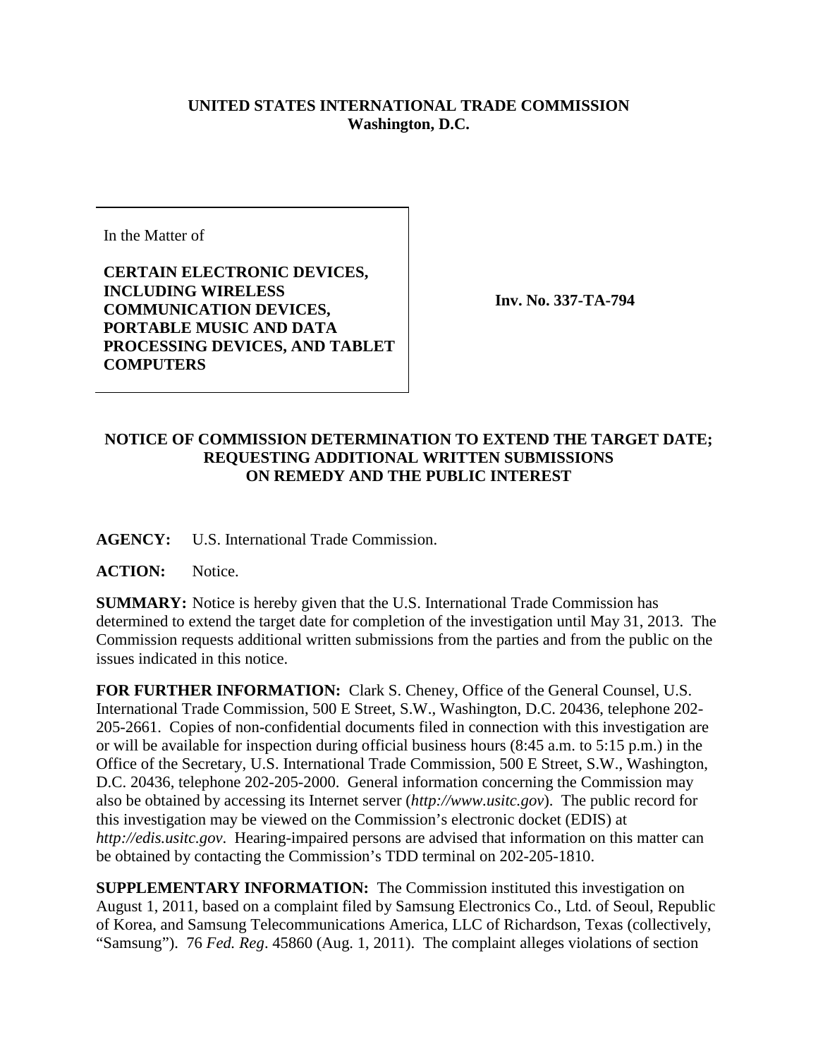**UNITED STATES INTERNATIONAL TRADE COMMISSION**
**Washington, D.C.**

| In the Matter of<br><br>**CERTAIN ELECTRONIC DEVICES, INCLUDING WIRELESS COMMUNICATION DEVICES, PORTABLE MUSIC AND DATA PROCESSING DEVICES, AND TABLET COMPUTERS** | **Inv. No. 337-TA-794** |
|---|---|

**NOTICE OF COMMISSION DETERMINATION TO EXTEND THE TARGET DATE; REQUESTING ADDITIONAL WRITTEN SUBMISSIONS ON REMEDY AND THE PUBLIC INTEREST**

**AGENCY:** U.S. International Trade Commission.

**ACTION:** Notice.

**SUMMARY:** Notice is hereby given that the U.S. International Trade Commission has determined to extend the target date for completion of the investigation until May 31, 2013. The Commission requests additional written submissions from the parties and from the public on the issues indicated in this notice.

**FOR FURTHER INFORMATION:** Clark S. Cheney, Office of the General Counsel, U.S. International Trade Commission, 500 E Street, S.W., Washington, D.C. 20436, telephone 202-205-2661. Copies of non-confidential documents filed in connection with this investigation are or will be available for inspection during official business hours (8:45 a.m. to 5:15 p.m.) in the Office of the Secretary, U.S. International Trade Commission, 500 E Street, S.W., Washington, D.C. 20436, telephone 202-205-2000. General information concerning the Commission may also be obtained by accessing its Internet server (*http://www.usitc.gov*). The public record for this investigation may be viewed on the Commission's electronic docket (EDIS) at *http://edis.usitc.gov*. Hearing-impaired persons are advised that information on this matter can be obtained by contacting the Commission's TDD terminal on 202-205-1810.

**SUPPLEMENTARY INFORMATION:** The Commission instituted this investigation on August 1, 2011, based on a complaint filed by Samsung Electronics Co., Ltd. of Seoul, Republic of Korea, and Samsung Telecommunications America, LLC of Richardson, Texas (collectively, "Samsung"). 76 *Fed. Reg*. 45860 (Aug. 1, 2011). The complaint alleges violations of section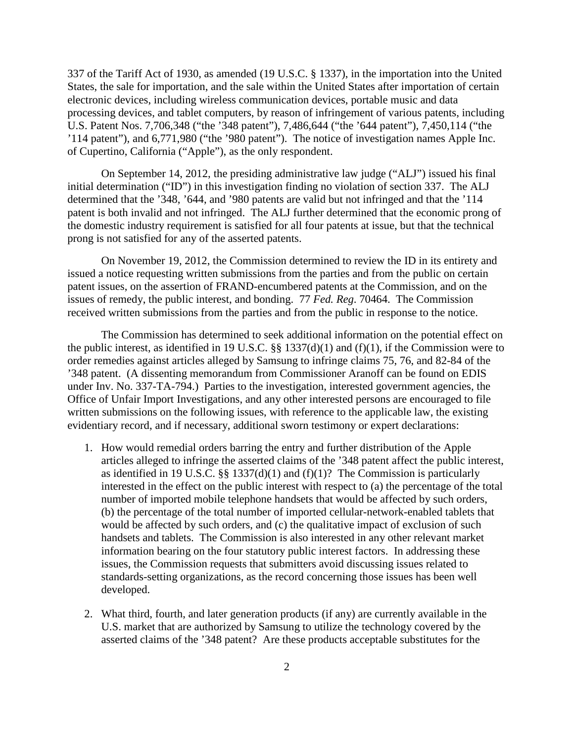337 of the Tariff Act of 1930, as amended (19 U.S.C. § 1337), in the importation into the United States, the sale for importation, and the sale within the United States after importation of certain electronic devices, including wireless communication devices, portable music and data processing devices, and tablet computers, by reason of infringement of various patents, including U.S. Patent Nos. 7,706,348 ("the '348 patent"), 7,486,644 ("the '644 patent"), 7,450,114 ("the '114 patent"), and 6,771,980 ("the '980 patent"). The notice of investigation names Apple Inc. of Cupertino, California ("Apple"), as the only respondent.

On September 14, 2012, the presiding administrative law judge ("ALJ") issued his final initial determination ("ID") in this investigation finding no violation of section 337. The ALJ determined that the '348, '644, and '980 patents are valid but not infringed and that the '114 patent is both invalid and not infringed. The ALJ further determined that the economic prong of the domestic industry requirement is satisfied for all four patents at issue, but that the technical prong is not satisfied for any of the asserted patents.

On November 19, 2012, the Commission determined to review the ID in its entirety and issued a notice requesting written submissions from the parties and from the public on certain patent issues, on the assertion of FRAND-encumbered patents at the Commission, and on the issues of remedy, the public interest, and bonding. 77 *Fed. Reg*. 70464. The Commission received written submissions from the parties and from the public in response to the notice.

The Commission has determined to seek additional information on the potential effect on the public interest, as identified in 19 U.S.C. §§ 1337(d)(1) and (f)(1), if the Commission were to order remedies against articles alleged by Samsung to infringe claims 75, 76, and 82-84 of the '348 patent. (A dissenting memorandum from Commissioner Aranoff can be found on EDIS under Inv. No. 337-TA-794.) Parties to the investigation, interested government agencies, the Office of Unfair Import Investigations, and any other interested persons are encouraged to file written submissions on the following issues, with reference to the applicable law, the existing evidentiary record, and if necessary, additional sworn testimony or expert declarations:

1. How would remedial orders barring the entry and further distribution of the Apple articles alleged to infringe the asserted claims of the '348 patent affect the public interest, as identified in 19 U.S.C. §§ 1337(d)(1) and (f)(1)? The Commission is particularly interested in the effect on the public interest with respect to (a) the percentage of the total number of imported mobile telephone handsets that would be affected by such orders, (b) the percentage of the total number of imported cellular-network-enabled tablets that would be affected by such orders, and (c) the qualitative impact of exclusion of such handsets and tablets. The Commission is also interested in any other relevant market information bearing on the four statutory public interest factors. In addressing these issues, the Commission requests that submitters avoid discussing issues related to standards-setting organizations, as the record concerning those issues has been well developed.

2. What third, fourth, and later generation products (if any) are currently available in the U.S. market that are authorized by Samsung to utilize the technology covered by the asserted claims of the '348 patent? Are these products acceptable substitutes for the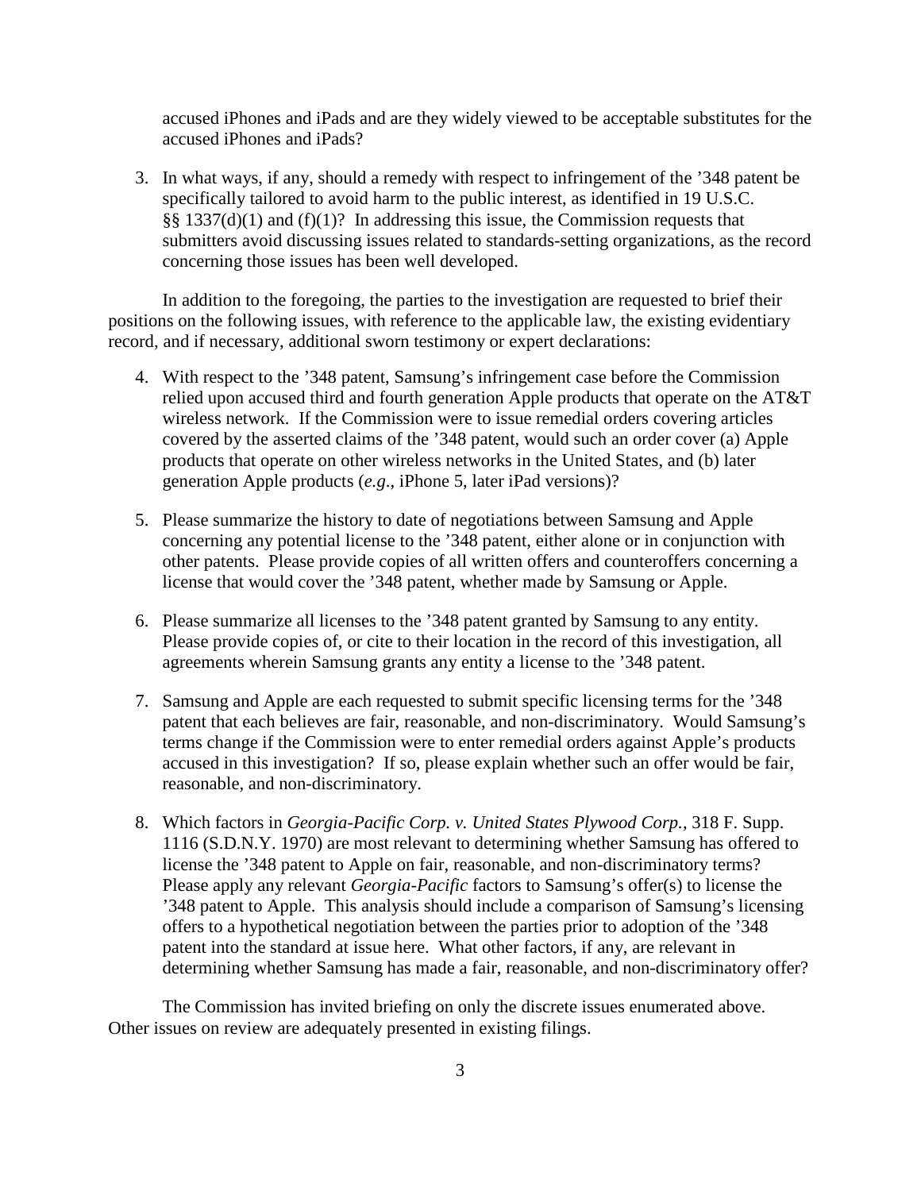accused iPhones and iPads and are they widely viewed to be acceptable substitutes for the accused iPhones and iPads?

3. In what ways, if any, should a remedy with respect to infringement of the ’348 patent be specifically tailored to avoid harm to the public interest, as identified in 19 U.S.C. §§ 1337(d)(1) and (f)(1)? In addressing this issue, the Commission requests that submitters avoid discussing issues related to standards-setting organizations, as the record concerning those issues has been well developed.

In addition to the foregoing, the parties to the investigation are requested to brief their positions on the following issues, with reference to the applicable law, the existing evidentiary record, and if necessary, additional sworn testimony or expert declarations:

4. With respect to the ’348 patent, Samsung’s infringement case before the Commission relied upon accused third and fourth generation Apple products that operate on the AT&T wireless network. If the Commission were to issue remedial orders covering articles covered by the asserted claims of the ’348 patent, would such an order cover (a) Apple products that operate on other wireless networks in the United States, and (b) later generation Apple products (*e.g*., iPhone 5, later iPad versions)?

5. Please summarize the history to date of negotiations between Samsung and Apple concerning any potential license to the ’348 patent, either alone or in conjunction with other patents. Please provide copies of all written offers and counteroffers concerning a license that would cover the ’348 patent, whether made by Samsung or Apple.

6. Please summarize all licenses to the ’348 patent granted by Samsung to any entity. Please provide copies of, or cite to their location in the record of this investigation, all agreements wherein Samsung grants any entity a license to the ’348 patent.

7. Samsung and Apple are each requested to submit specific licensing terms for the ’348 patent that each believes are fair, reasonable, and non-discriminatory. Would Samsung’s terms change if the Commission were to enter remedial orders against Apple’s products accused in this investigation? If so, please explain whether such an offer would be fair, reasonable, and non-discriminatory.

8. Which factors in *Georgia-Pacific Corp. v. United States Plywood Corp.,* 318 F. Supp. 1116 (S.D.N.Y. 1970) are most relevant to determining whether Samsung has offered to license the ’348 patent to Apple on fair, reasonable, and non-discriminatory terms? Please apply any relevant *Georgia-Pacific* factors to Samsung’s offer(s) to license the ’348 patent to Apple. This analysis should include a comparison of Samsung’s licensing offers to a hypothetical negotiation between the parties prior to adoption of the ’348 patent into the standard at issue here. What other factors, if any, are relevant in determining whether Samsung has made a fair, reasonable, and non-discriminatory offer?

The Commission has invited briefing on only the discrete issues enumerated above. Other issues on review are adequately presented in existing filings.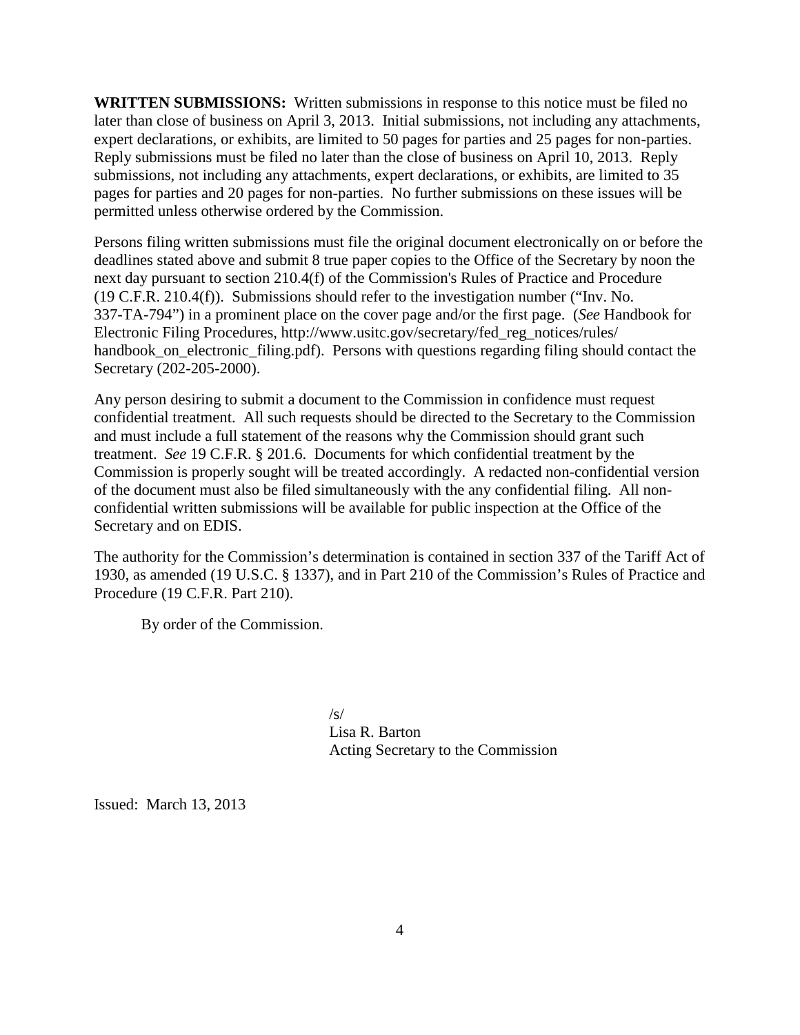**WRITTEN SUBMISSIONS:** Written submissions in response to this notice must be filed no later than close of business on April 3, 2013. Initial submissions, not including any attachments, expert declarations, or exhibits, are limited to 50 pages for parties and 25 pages for non-parties. Reply submissions must be filed no later than the close of business on April 10, 2013. Reply submissions, not including any attachments, expert declarations, or exhibits, are limited to 35 pages for parties and 20 pages for non-parties. No further submissions on these issues will be permitted unless otherwise ordered by the Commission.

Persons filing written submissions must file the original document electronically on or before the deadlines stated above and submit 8 true paper copies to the Office of the Secretary by noon the next day pursuant to section 210.4(f) of the Commission's Rules of Practice and Procedure (19 C.F.R. 210.4(f)). Submissions should refer to the investigation number ("Inv. No. 337-TA-794") in a prominent place on the cover page and/or the first page. (*See* Handbook for Electronic Filing Procedures, http://www.usitc.gov/secretary/fed_reg_notices/rules/handbook_on_electronic_filing.pdf). Persons with questions regarding filing should contact the Secretary (202-205-2000).

Any person desiring to submit a document to the Commission in confidence must request confidential treatment. All such requests should be directed to the Secretary to the Commission and must include a full statement of the reasons why the Commission should grant such treatment. *See* 19 C.F.R. § 201.6. Documents for which confidential treatment by the Commission is properly sought will be treated accordingly. A redacted non-confidential version of the document must also be filed simultaneously with the any confidential filing. All non-confidential written submissions will be available for public inspection at the Office of the Secretary and on EDIS.

The authority for the Commission's determination is contained in section 337 of the Tariff Act of 1930, as amended (19 U.S.C. § 1337), and in Part 210 of the Commission's Rules of Practice and Procedure (19 C.F.R. Part 210).

By order of the Commission.

/s/
Lisa R. Barton
Acting Secretary to the Commission

Issued: March 13, 2013